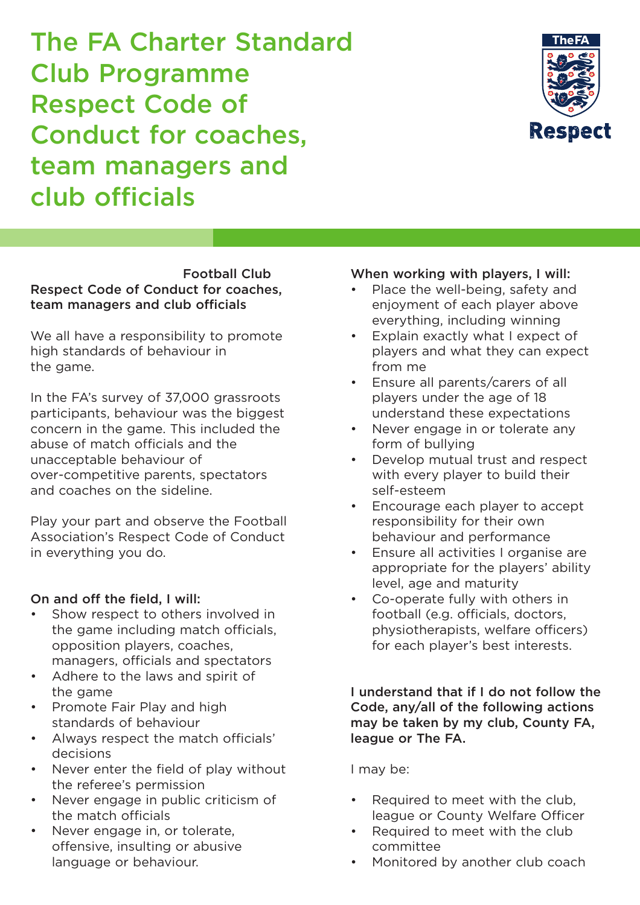# The FA Charter Standard Club Programme Respect Code of Conduct for coaches, team managers and club officials

TheFA
Respect

**Football Club**
**Respect Code of Conduct for coaches, team managers and club officials**

We all have a responsibility to promote high standards of behaviour in the game.

In the FA's survey of 37,000 grassroots participants, behaviour was the biggest concern in the game. This included the abuse of match officials and the unacceptable behaviour of over-competitive parents, spectators and coaches on the sideline.

Play your part and observe the Football Association's Respect Code of Conduct in everything you do.

**On and off the field, I will:**

- Show respect to others involved in the game including match officials, opposition players, coaches, managers, officials and spectators
- Adhere to the laws and spirit of the game
- Promote Fair Play and high standards of behaviour
- Always respect the match officials' decisions
- Never enter the field of play without the referee's permission
- Never engage in public criticism of the match officials
- Never engage in, or tolerate, offensive, insulting or abusive language or behaviour.

**When working with players, I will:**

- Place the well-being, safety and enjoyment of each player above everything, including winning
- Explain exactly what I expect of players and what they can expect from me
- Ensure all parents/carers of all players under the age of 18 understand these expectations
- Never engage in or tolerate any form of bullying
- Develop mutual trust and respect with every player to build their self-esteem
- Encourage each player to accept responsibility for their own behaviour and performance
- Ensure all activities I organise are appropriate for the players' ability level, age and maturity
- Co-operate fully with others in football (e.g. officials, doctors, physiotherapists, welfare officers) for each player's best interests.

**I understand that if I do not follow the Code, any/all of the following actions may be taken by my club, County FA, league or The FA.**

I may be:

- Required to meet with the club, league or County Welfare Officer
- Required to meet with the club committee
- Monitored by another club coach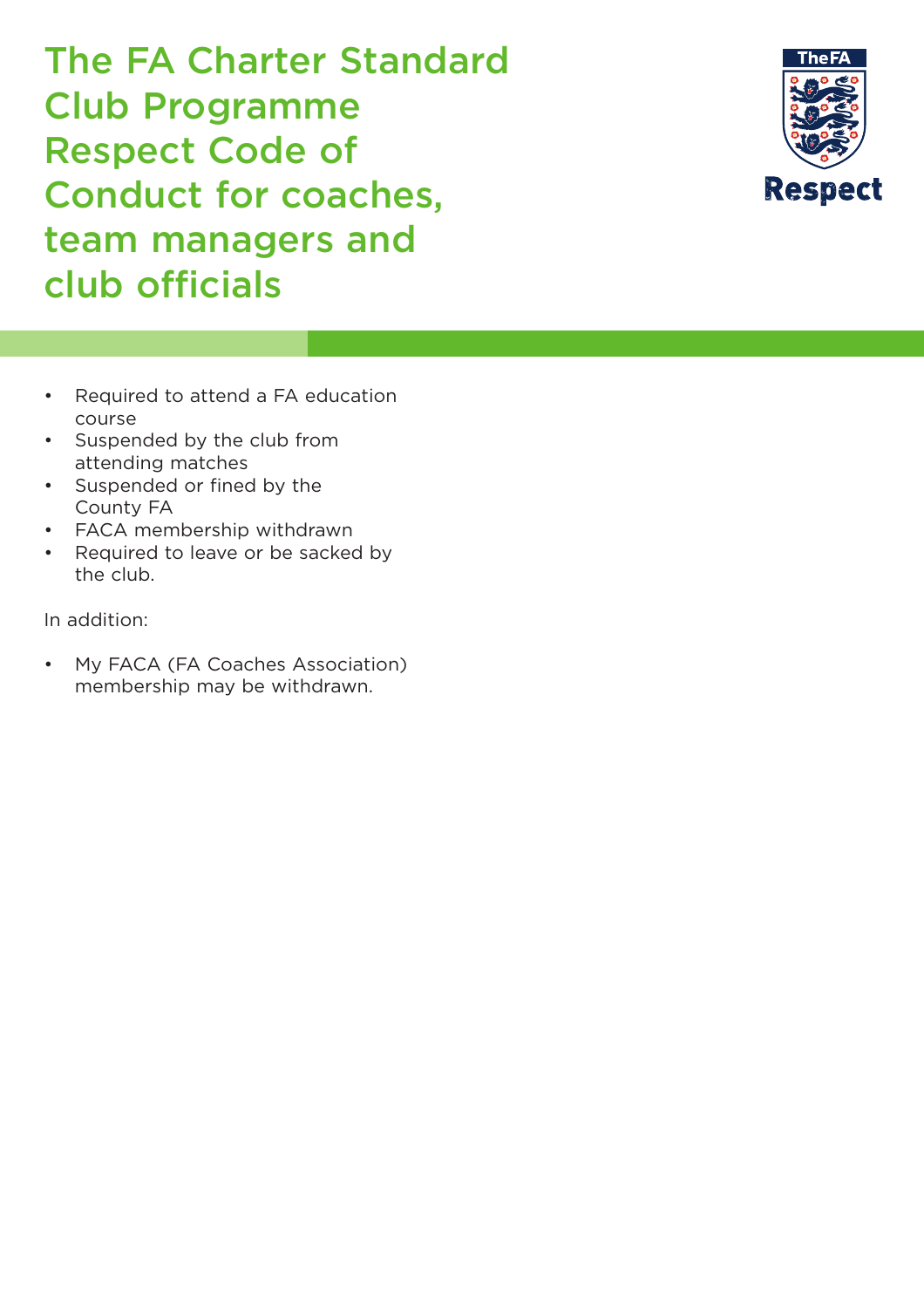# The FA Charter Standard Club Programme Respect Code of Conduct for coaches, team managers and club officials

TheFA

Respect

- Required to attend a FA education course
- Suspended by the club from attending matches
- Suspended or fined by the County FA
- FACA membership withdrawn
- Required to leave or be sacked by the club.

In addition:

- My FACA (FA Coaches Association) membership may be withdrawn.